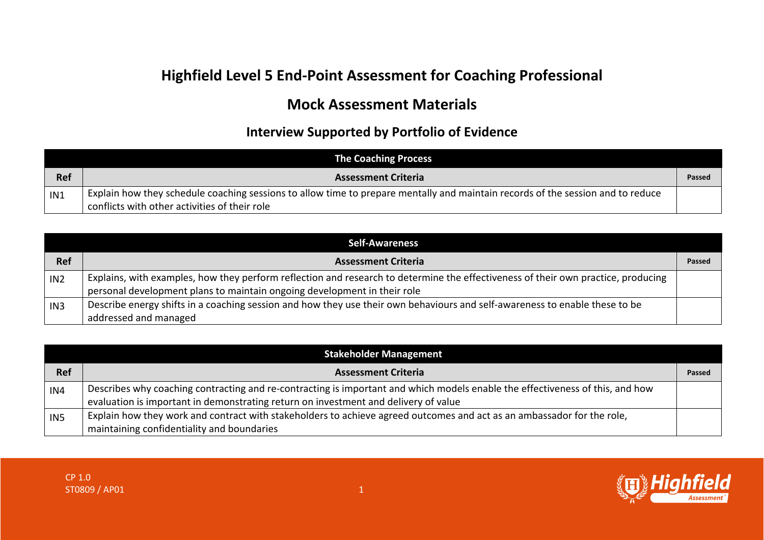# Highfield Level 5 End-Point Assessment for Coaching Professional

## Mock Assessment Materials

### Interview Supported by Portfolio of Evidence

| The Coaching Process | | |
|---|---|---|
| **Ref** | **Assessment Criteria** | **Passed** |
| IN1 | Explain how they schedule coaching sessions to allow time to prepare mentally and maintain records of the session and to reduce conflicts with other activities of their role | |

| Self-Awareness | | |
|---|---|---|
| **Ref** | **Assessment Criteria** | **Passed** |
| IN2 | Explains, with examples, how they perform reflection and research to determine the effectiveness of their own practice, producing personal development plans to maintain ongoing development in their role | |
| IN3 | Describe energy shifts in a coaching session and how they use their own behaviours and self-awareness to enable these to be addressed and managed | |

| Stakeholder Management | | |
|---|---|---|
| **Ref** | **Assessment Criteria** | **Passed** |
| IN4 | Describes why coaching contracting and re-contracting is important and which models enable the effectiveness of this, and how evaluation is important in demonstrating return on investment and delivery of value | |
| IN5 | Explain how they work and contract with stakeholders to achieve agreed outcomes and act as an ambassador for the role, maintaining confidentiality and boundaries | |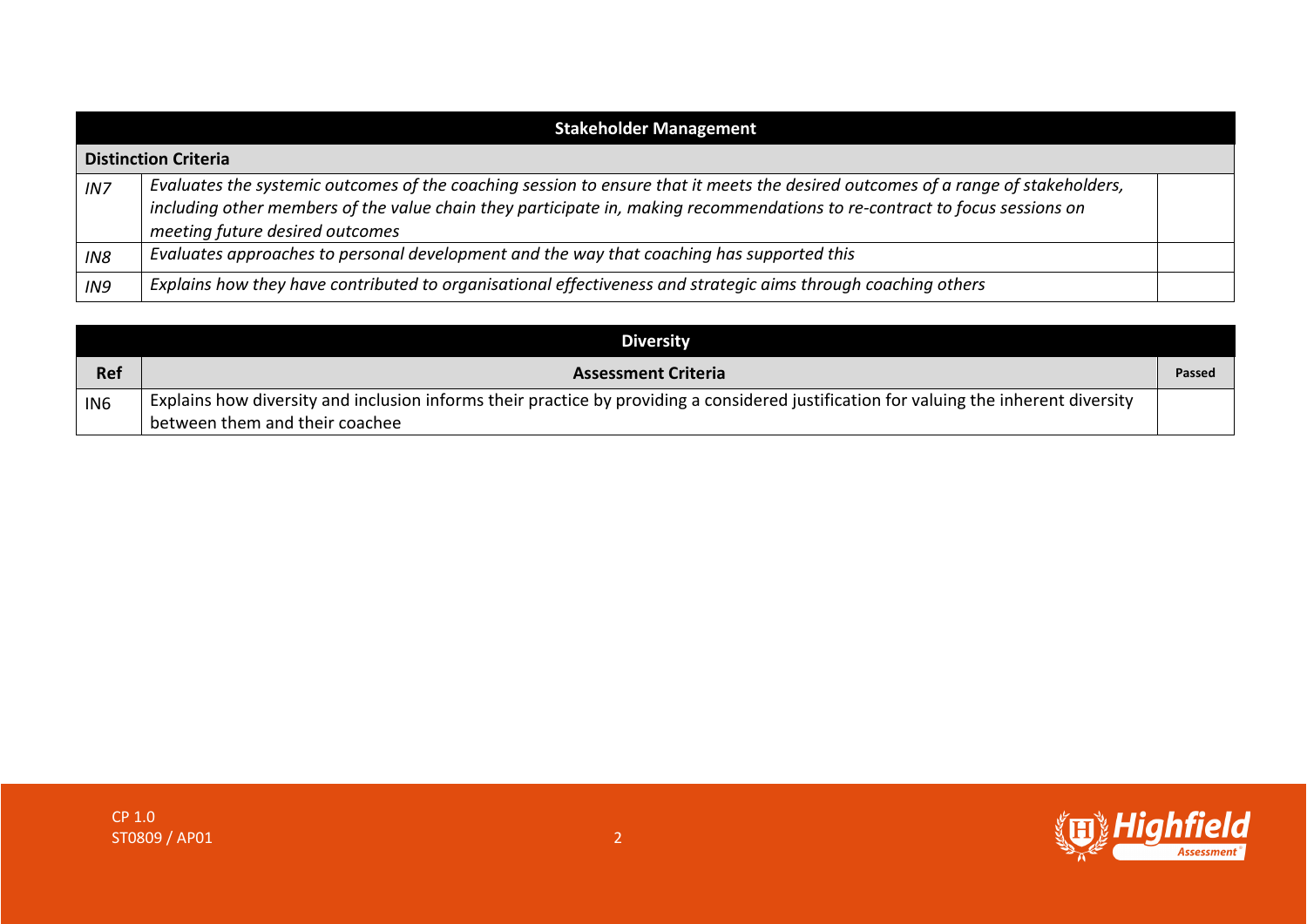| Stakeholder Management | | |
|---|---|---|
| **Distinction Criteria** | | |
| *IN7* | *Evaluates the systemic outcomes of the coaching session to ensure that it meets the desired outcomes of a range of stakeholders, including other members of the value chain they participate in, making recommendations to re-contract to focus sessions on meeting future desired outcomes* | |
| *IN8* | *Evaluates approaches to personal development and the way that coaching has supported this* | |
| *IN9* | *Explains how they have contributed to organisational effectiveness and strategic aims through coaching others* | |

| Diversity | | |
|---|---|---|
| **Ref** | **Assessment Criteria** | **Passed** |
| IN6 | Explains how diversity and inclusion informs their practice by providing a considered justification for valuing the inherent diversity between them and their coachee | |